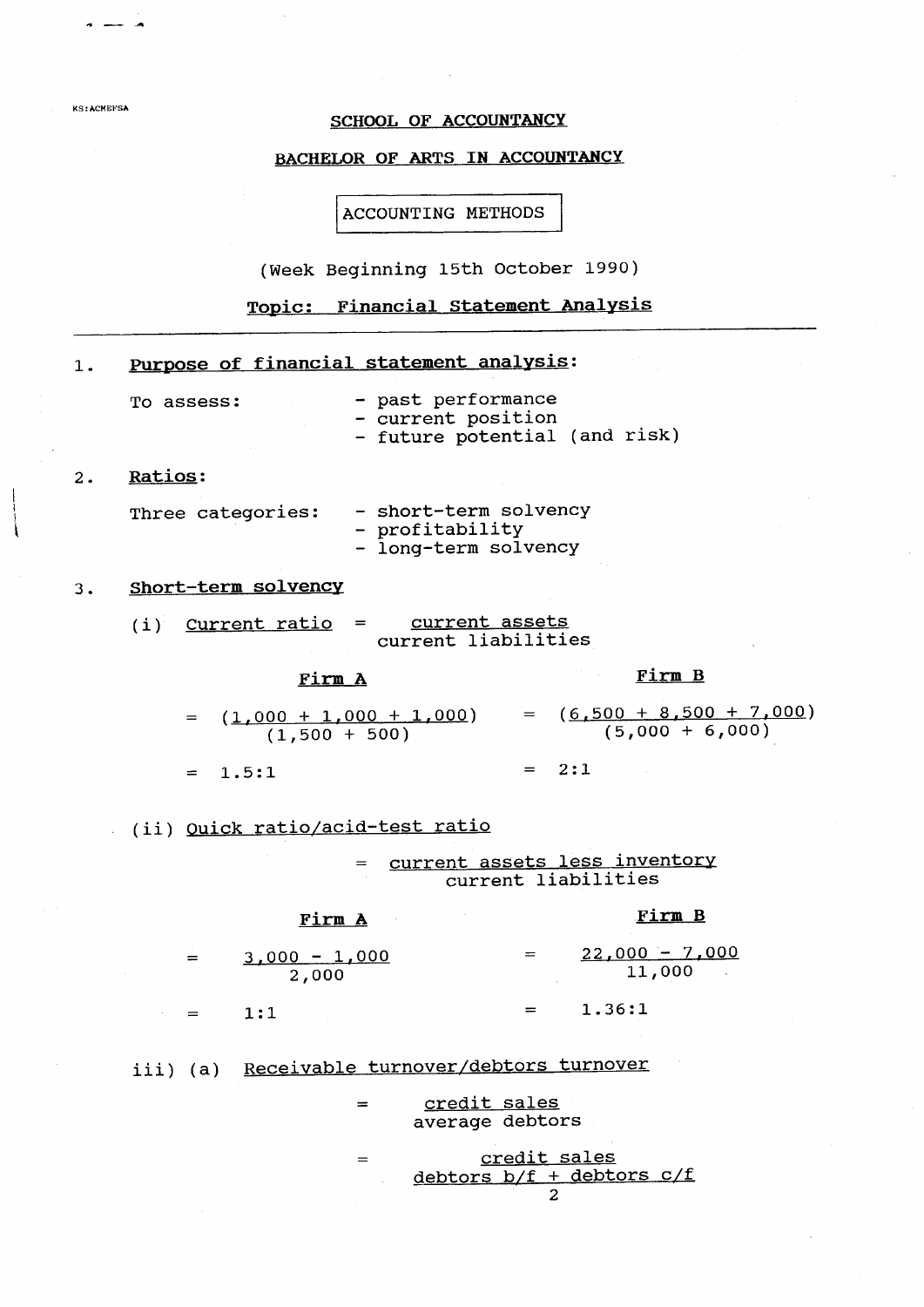KS:ACMEFSA

**SCHOOL OF ACCOUNTANCY**

**BACHELOR OF ARTS IN ACCOUNTANCY**

ACCOUNTING METHODS

(Week Beginning 15th October 1990)

## Topic: Financial Statement Analysis

### 1. Purpose of financial statement analysis:

To assess:
- past performance
- current position
- future potential (and risk)

### 2. Ratios:

Three categories:
- short-term solvency
- profitability
- long-term solvency

### 3. Short-term solvency

(i) Current ratio $= \dfrac{\text{current assets}}{\text{current liabilities}}$

| Firm A | Firm B |
|---|---|
| $= \dfrac{(1,000 + 1,000 + 1,000)}{(1,500 + 500)}$ | $= \dfrac{(6,500 + 8,500 + 7,000)}{(5,000 + 6,000)}$ |
| $= 1.5:1$ | $= 2:1$ |

(ii) Quick ratio/acid-test ratio

$$= \frac{\text{current assets less inventory}}{\text{current liabilities}}$$

| Firm A | Firm B |
|---|---|
| $= \dfrac{3,000 - 1,000}{2,000}$ | $= \dfrac{22,000 - 7,000}{11,000}$ |
| $= 1:1$ | $= 1.36:1$ |

iii) (a) Receivable turnover/debtors turnover

$$= \frac{\text{credit sales}}{\text{average debtors}}$$

$$= \frac{\text{credit sales}}{\dfrac{\text{debtors b/f + debtors c/f}}{2}}$$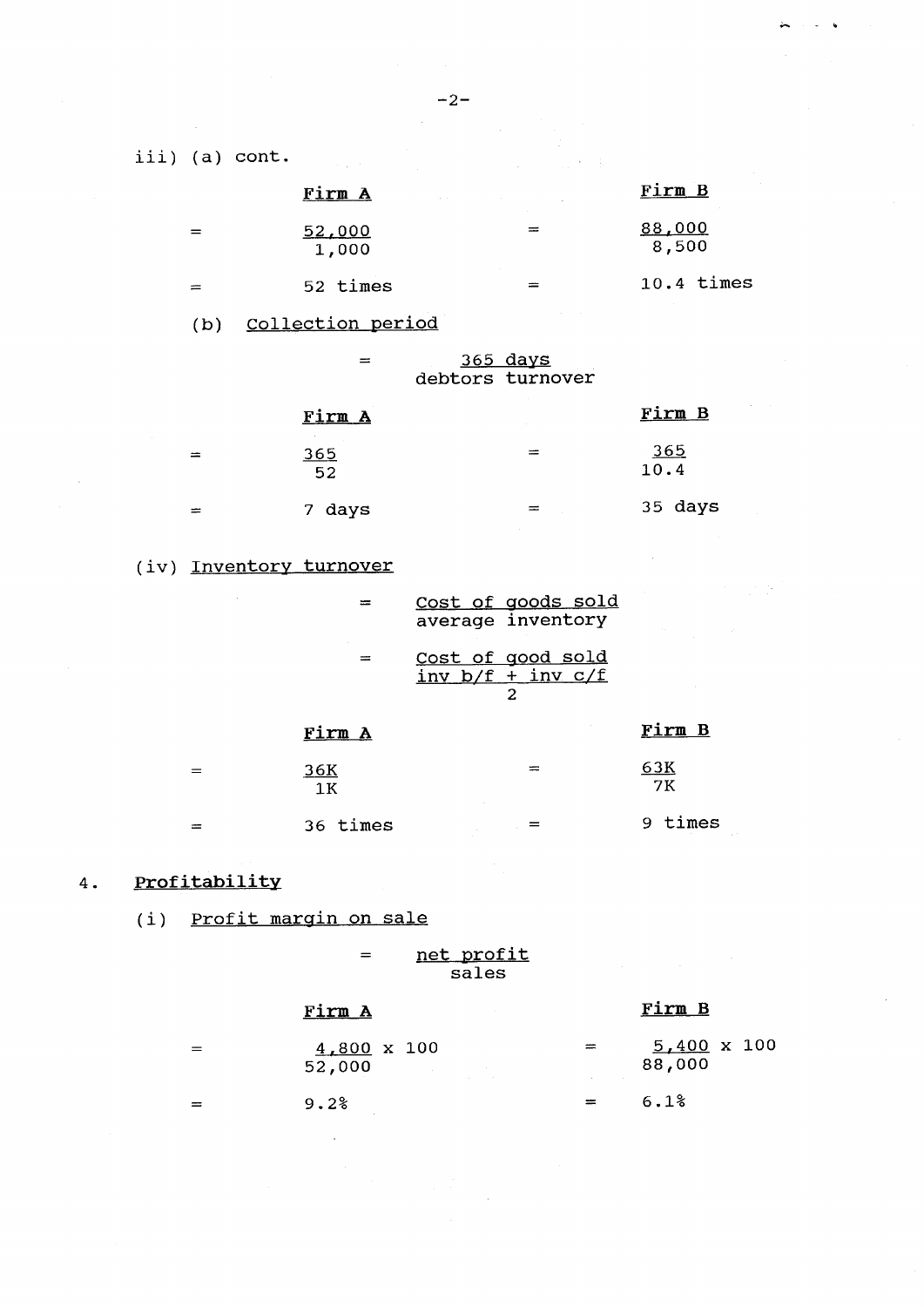iii) (a) cont.

| | Firm A | | Firm B |
|---|---|---|---|
| = | $\frac{52,000}{1,000}$ | = | $\frac{88,000}{8,500}$ |
| = | 52 times | = | 10.4 times |

(b) Collection period

$$= \frac{365 \text{ days}}{\text{debtors turnover}}$$

| | Firm A | | Firm B |
|---|---|---|---|
| = | $\frac{365}{52}$ | = | $\frac{365}{10.4}$ |
| = | 7 days | = | 35 days |

(iv) Inventory turnover

$$= \frac{\text{Cost of goods sold}}{\text{average inventory}}$$

$$= \frac{\text{Cost of good sold}}{\frac{\text{inv b/f + inv c/f}}{2}}$$

| | Firm A | | Firm B |
|---|---|---|---|
| = | $\frac{36K}{1K}$ | = | $\frac{63K}{7K}$ |
| = | 36 times | = | 9 times |

## 4. Profitability

(i) Profit margin on sale

$$= \frac{\text{net profit}}{\text{sales}}$$

| | Firm A | | Firm B |
|---|---|---|---|
| = | $\frac{4,800}{52,000} \times 100$ | = | $\frac{5,400}{88,000} \times 100$ |
| = | 9.2% | = | 6.1% |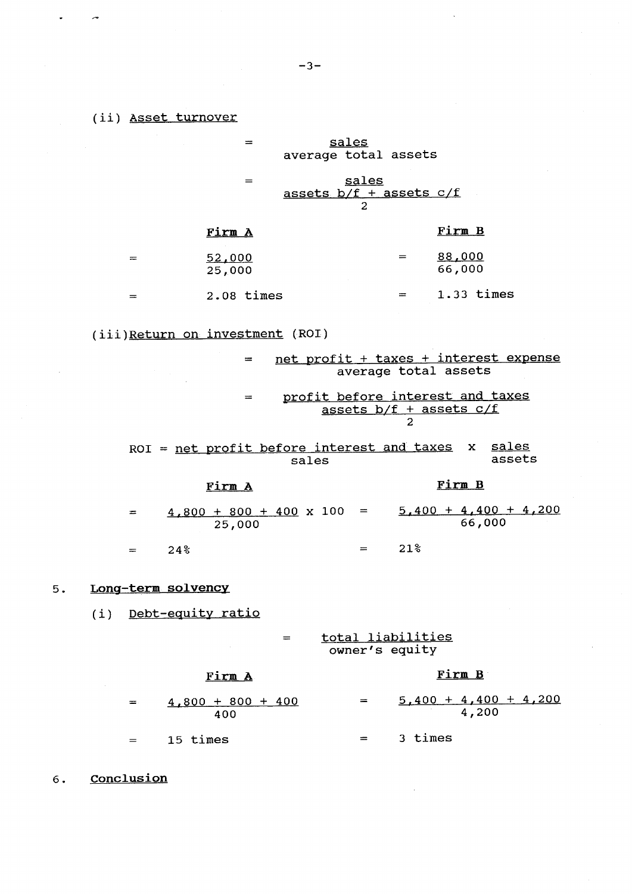(ii) Asset turnover

$$= \frac{\text{sales}}{\text{average total assets}}$$

$$= \frac{\text{sales}}{\frac{\text{assets b/f + assets c/f}}{2}}$$

| | Firm A | | Firm B |
|---|---|---|---|
| = | $\frac{52,000}{25,000}$ | = | $\frac{88,000}{66,000}$ |
| = | 2.08 times | = | 1.33 times |

(iii) Return on investment (ROI)

$$= \frac{\text{net profit + taxes + interest expense}}{\text{average total assets}}$$

$$= \frac{\text{profit before interest and taxes}}{\frac{\text{assets b/f + assets c/f}}{2}}$$

$$\text{ROI} = \frac{\text{net profit before interest and taxes}}{\text{sales}} \times \frac{\text{sales}}{\text{assets}}$$

| | Firm A | | Firm B |
|---|---|---|---|
| = | $\frac{4,800 + 800 + 400}{25,000} \times 100$ | = | $\frac{5,400 + 4,400 + 4,200}{66,000}$ |
| = | 24% | = | 21% |

5. **Long-term solvency**

(i) Debt-equity ratio

$$= \frac{\text{total liabilities}}{\text{owner's equity}}$$

| | Firm A | | Firm B |
|---|---|---|---|
| = | $\frac{4,800 + 800 + 400}{400}$ | = | $\frac{5,400 + 4,400 + 4,200}{4,200}$ |
| = | 15 times | = | 3 times |

6. **Conclusion**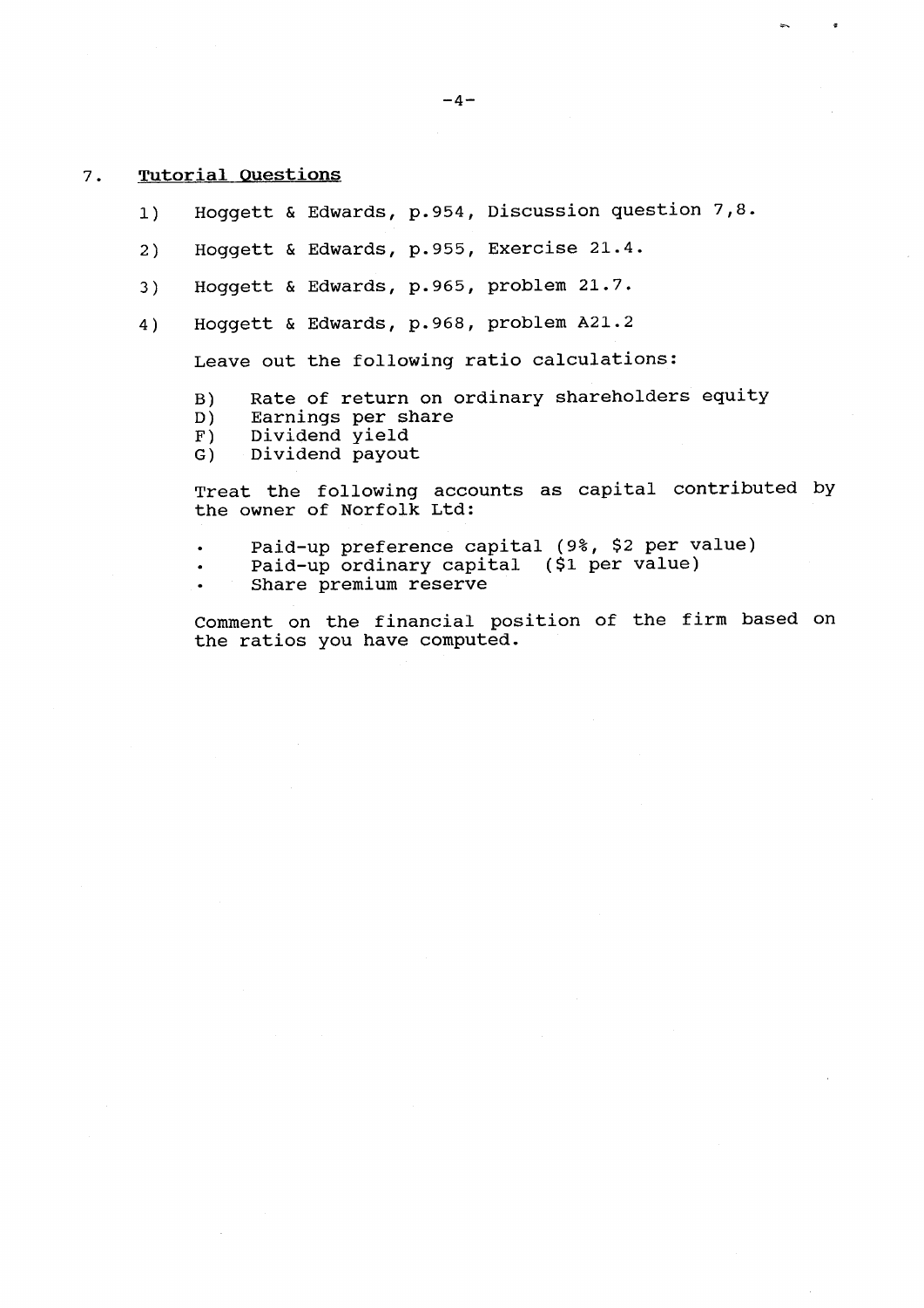## 7. Tutorial Questions

1) Hoggett & Edwards, p.954, Discussion question 7,8.

2) Hoggett & Edwards, p.955, Exercise 21.4.

3) Hoggett & Edwards, p.965, problem 21.7.

4) Hoggett & Edwards, p.968, problem A21.2

   Leave out the following ratio calculations:

   B) Rate of return on ordinary shareholders equity
   D) Earnings per share
   F) Dividend yield
   G) Dividend payout

   Treat the following accounts as capital contributed by the owner of Norfolk Ltd:

   - Paid-up preference capital (9%, $2 per value)
   - Paid-up ordinary capital ($1 per value)
   - Share premium reserve

   Comment on the financial position of the firm based on the ratios you have computed.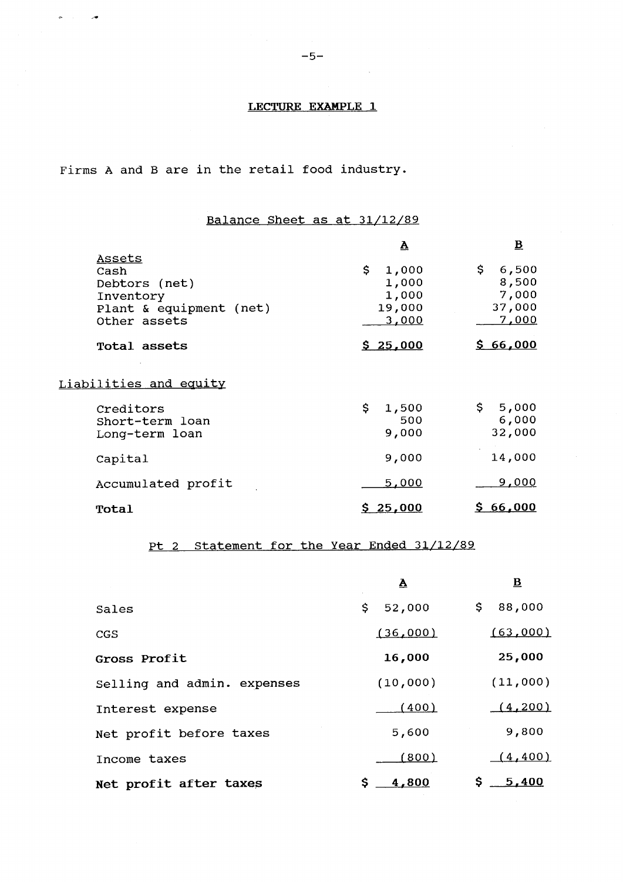## LECTURE EXAMPLE 1

Firms A and B are in the retail food industry.

### Balance Sheet as at 31/12/89

| | A | B |
|---|---|---|
| **Assets** | | |
| Cash | $ 1,000 | $ 6,500 |
| Debtors (net) | 1,000 | 8,500 |
| Inventory | 1,000 | 7,000 |
| Plant & equipment (net) | 19,000 | 37,000 |
| Other assets | 3,000 | 7,000 |
| **Total assets** | **$ 25,000** | **$ 66,000** |
| **Liabilities and equity** | | |
| Creditors | $ 1,500 | $ 5,000 |
| Short-term loan | 500 | 6,000 |
| Long-term loan | 9,000 | 32,000 |
| Capital | 9,000 | 14,000 |
| Accumulated profit | 5,000 | 9,000 |
| **Total** | **$ 25,000** | **$ 66,000** |

### Pt 2 Statement for the Year Ended 31/12/89

| | A | B |
|---|---|---|
| Sales | $ 52,000 | $ 88,000 |
| CGS | (36,000) | (63,000) |
| **Gross Profit** | **16,000** | **25,000** |
| Selling and admin. expenses | (10,000) | (11,000) |
| Interest expense | (400) | (4,200) |
| Net profit before taxes | 5,600 | 9,800 |
| Income taxes | (800) | (4,400) |
| **Net profit after taxes** | **$ 4,800** | **$ 5,400** |